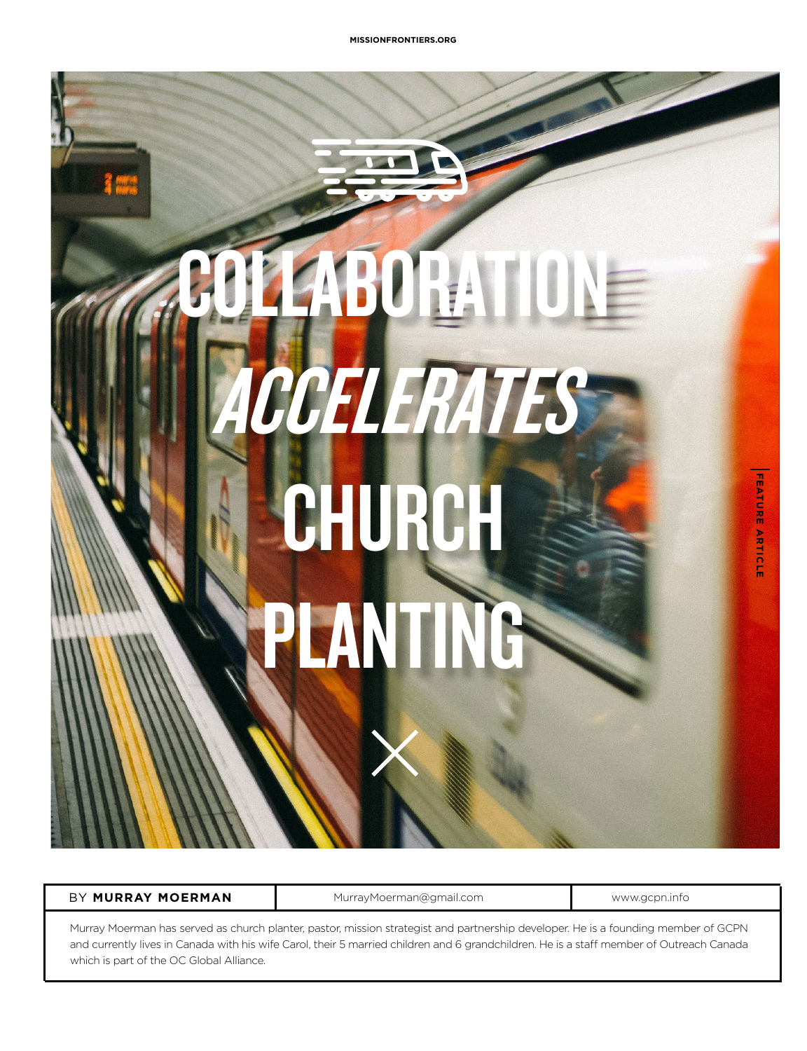# COLLABORATION *ACCELERATES* CHURCH PLANTING

FEATURE ARTICLE

| BY **MURRAY MOERMAN** | MurrayMoerman@gmail.com | www.gcpn.info |
| --- | --- | --- |

Murray Moerman has served as church planter, pastor, mission strategist and partnership developer. He is a founding member of GCPN and currently lives in Canada with his wife Carol, their 5 married children and 6 grandchildren. He is a staff member of Outreach Canada which is part of the OC Global Alliance.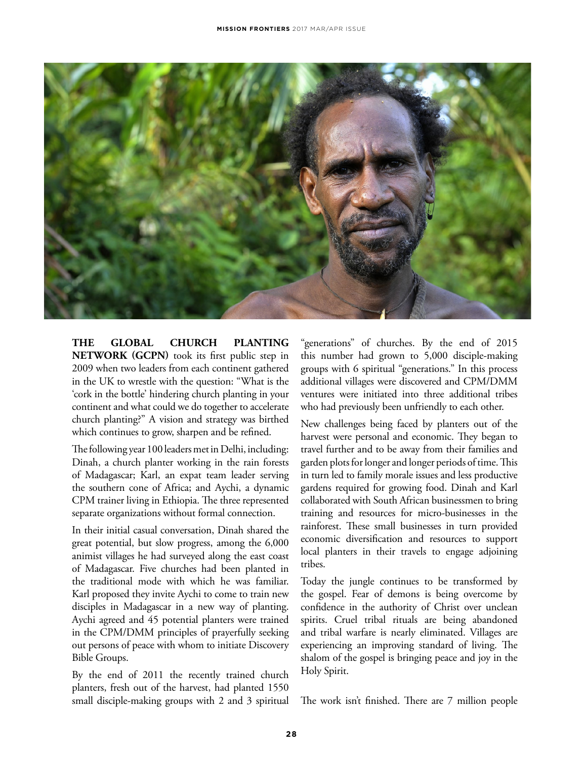**THE GLOBAL CHURCH PLANTING NETWORK (GCPN)** took its first public step in 2009 when two leaders from each continent gathered in the UK to wrestle with the question: "What is the 'cork in the bottle' hindering church planting in your continent and what could we do together to accelerate church planting?" A vision and strategy was birthed which continues to grow, sharpen and be refined.

The following year 100 leaders met in Delhi, including: Dinah, a church planter working in the rain forests of Madagascar; Karl, an expat team leader serving the southern cone of Africa; and Aychi, a dynamic CPM trainer living in Ethiopia. The three represented separate organizations without formal connection.

In their initial casual conversation, Dinah shared the great potential, but slow progress, among the 6,000 animist villages he had surveyed along the east coast of Madagascar. Five churches had been planted in the traditional mode with which he was familiar. Karl proposed they invite Aychi to come to train new disciples in Madagascar in a new way of planting. Aychi agreed and 45 potential planters were trained in the CPM/DMM principles of prayerfully seeking out persons of peace with whom to initiate Discovery Bible Groups.

By the end of 2011 the recently trained church planters, fresh out of the harvest, had planted 1550 small disciple-making groups with 2 and 3 spiritual "generations" of churches. By the end of 2015 this number had grown to 5,000 disciple-making groups with 6 spiritual "generations." In this process additional villages were discovered and CPM/DMM ventures were initiated into three additional tribes who had previously been unfriendly to each other.

New challenges being faced by planters out of the harvest were personal and economic. They began to travel further and to be away from their families and garden plots for longer and longer periods of time. This in turn led to family morale issues and less productive gardens required for growing food. Dinah and Karl collaborated with South African businessmen to bring training and resources for micro-businesses in the rainforest. These small businesses in turn provided economic diversification and resources to support local planters in their travels to engage adjoining tribes.

Today the jungle continues to be transformed by the gospel. Fear of demons is being overcome by confidence in the authority of Christ over unclean spirits. Cruel tribal rituals are being abandoned and tribal warfare is nearly eliminated. Villages are experiencing an improving standard of living. The shalom of the gospel is bringing peace and joy in the Holy Spirit.

The work isn't finished. There are 7 million people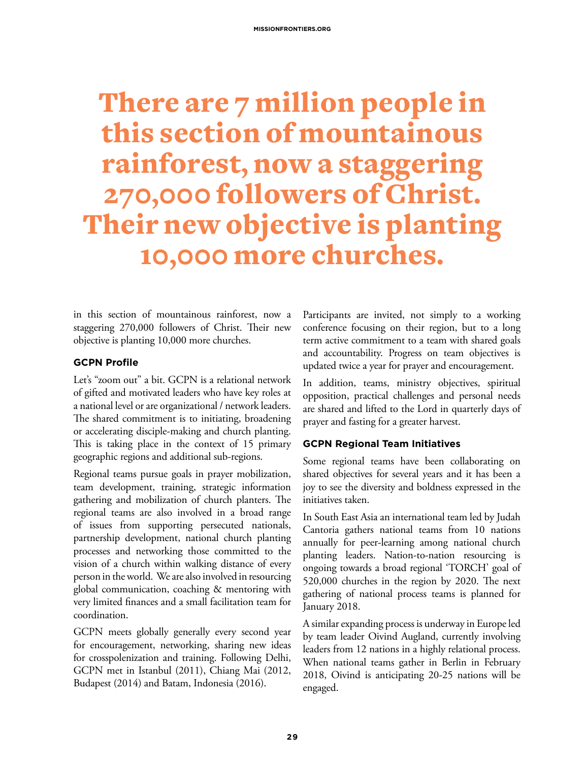> **There are 7 million people in this section of mountainous rainforest, now a staggering 270,000 followers of Christ. Their new objective is planting 10,000 more churches.**

in this section of mountainous rainforest, now a staggering 270,000 followers of Christ. Their new objective is planting 10,000 more churches.

### GCPN Profile

Let's "zoom out" a bit. GCPN is a relational network of gifted and motivated leaders who have key roles at a national level or are organizational / network leaders. The shared commitment is to initiating, broadening or accelerating disciple-making and church planting. This is taking place in the context of 15 primary geographic regions and additional sub-regions.

Regional teams pursue goals in prayer mobilization, team development, training, strategic information gathering and mobilization of church planters. The regional teams are also involved in a broad range of issues from supporting persecuted nationals, partnership development, national church planting processes and networking those committed to the vision of a church within walking distance of every person in the world. We are also involved in resourcing global communication, coaching & mentoring with very limited finances and a small facilitation team for coordination.

GCPN meets globally generally every second year for encouragement, networking, sharing new ideas for crosspolenization and training. Following Delhi, GCPN met in Istanbul (2011), Chiang Mai (2012, Budapest (2014) and Batam, Indonesia (2016).

Participants are invited, not simply to a working conference focusing on their region, but to a long term active commitment to a team with shared goals and accountability. Progress on team objectives is updated twice a year for prayer and encouragement.

In addition, teams, ministry objectives, spiritual opposition, practical challenges and personal needs are shared and lifted to the Lord in quarterly days of prayer and fasting for a greater harvest.

### GCPN Regional Team Initiatives

Some regional teams have been collaborating on shared objectives for several years and it has been a joy to see the diversity and boldness expressed in the initiatives taken.

In South East Asia an international team led by Judah Cantoria gathers national teams from 10 nations annually for peer-learning among national church planting leaders. Nation-to-nation resourcing is ongoing towards a broad regional 'TORCH' goal of 520,000 churches in the region by 2020. The next gathering of national process teams is planned for January 2018.

A similar expanding process is underway in Europe led by team leader Oivind Augland, currently involving leaders from 12 nations in a highly relational process. When national teams gather in Berlin in February 2018, Oivind is anticipating 20-25 nations will be engaged.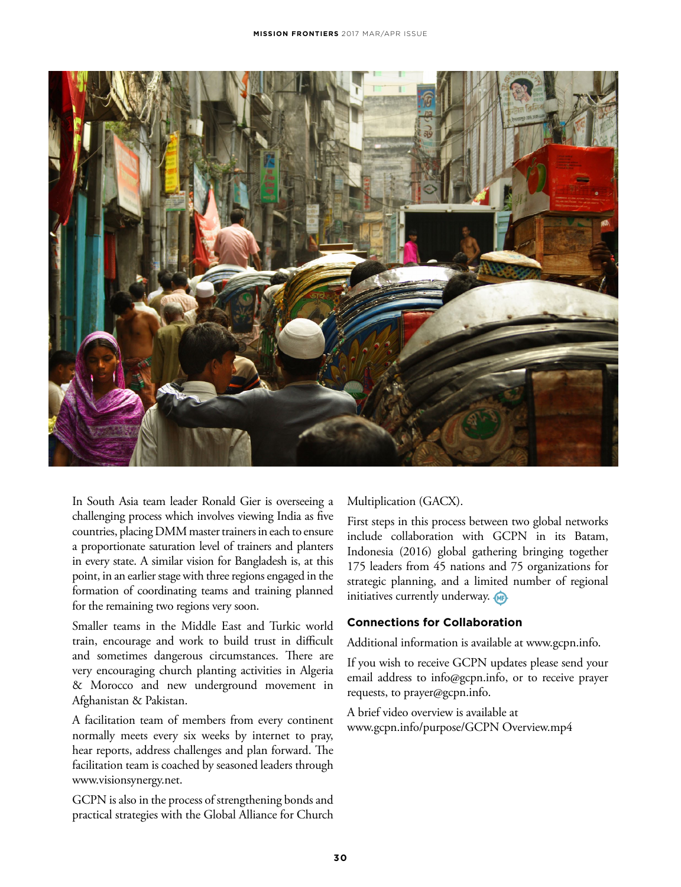In South Asia team leader Ronald Gier is overseeing a challenging process which involves viewing India as five countries, placing DMM master trainers in each to ensure a proportionate saturation level of trainers and planters in every state. A similar vision for Bangladesh is, at this point, in an earlier stage with three regions engaged in the formation of coordinating teams and training planned for the remaining two regions very soon.

Smaller teams in the Middle East and Turkic world train, encourage and work to build trust in difficult and sometimes dangerous circumstances. There are very encouraging church planting activities in Algeria & Morocco and new underground movement in Afghanistan & Pakistan.

A facilitation team of members from every continent normally meets every six weeks by internet to pray, hear reports, address challenges and plan forward. The facilitation team is coached by seasoned leaders through www.visionsynergy.net.

GCPN is also in the process of strengthening bonds and practical strategies with the Global Alliance for Church Multiplication (GACX).

First steps in this process between two global networks include collaboration with GCPN in its Batam, Indonesia (2016) global gathering bringing together 175 leaders from 45 nations and 75 organizations for strategic planning, and a limited number of regional initiatives currently underway.

### Connections for Collaboration

Additional information is available at www.gcpn.info.

If you wish to receive GCPN updates please send your email address to info@gcpn.info, or to receive prayer requests, to prayer@gcpn.info.

A brief video overview is available at
www.gcpn.info/purpose/GCPN Overview.mp4